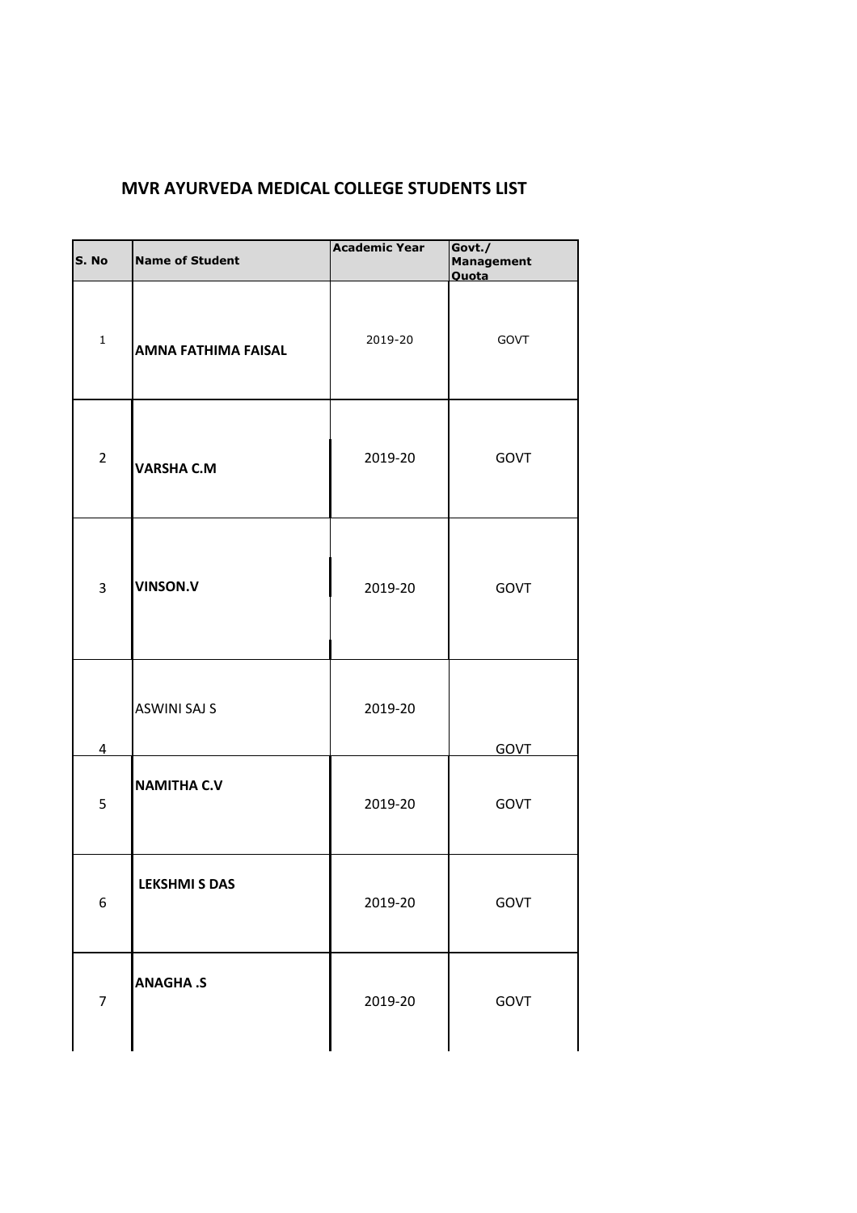## MVR AYURVEDA MEDICAL COLLEGE STUDENTS LIST

| S. No | Name of Student | Academic Year | Govt./ Management Quota |
|---|---|---|---|
| 1 | **AMNA FATHIMA FAISAL** | 2019-20 | GOVT |
| 2 | **VARSHA C.M** | 2019-20 | GOVT |
| 3 | **VINSON.V** | 2019-20 | GOVT |
| 4 | ASWINI SAJ S | 2019-20 | GOVT |
| 5 | **NAMITHA C.V** | 2019-20 | GOVT |
| 6 | **LEKSHMI S DAS** | 2019-20 | GOVT |
| 7 | **ANAGHA .S** | 2019-20 | GOVT |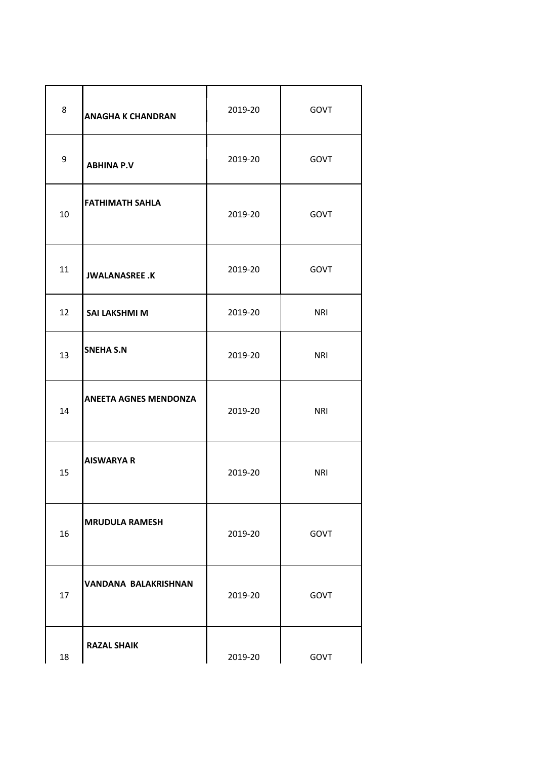| | | | |
|---|---|---|---|
| 8 | **ANAGHA K CHANDRAN** | 2019-20 | GOVT |
| 9 | **ABHINA P.V** | 2019-20 | GOVT |
| 10 | **FATHIMATH SAHLA** | 2019-20 | GOVT |
| 11 | **JWALANASREE .K** | 2019-20 | GOVT |
| 12 | **SAI LAKSHMI M** | 2019-20 | NRI |
| 13 | **SNEHA S.N** | 2019-20 | NRI |
| 14 | **ANEETA AGNES MENDONZA** | 2019-20 | NRI |
| 15 | **AISWARYA R** | 2019-20 | NRI |
| 16 | **MRUDULA RAMESH** | 2019-20 | GOVT |
| 17 | **VANDANA BALAKRISHNAN** | 2019-20 | GOVT |
| 18 | **RAZAL SHAIK** | 2019-20 | GOVT |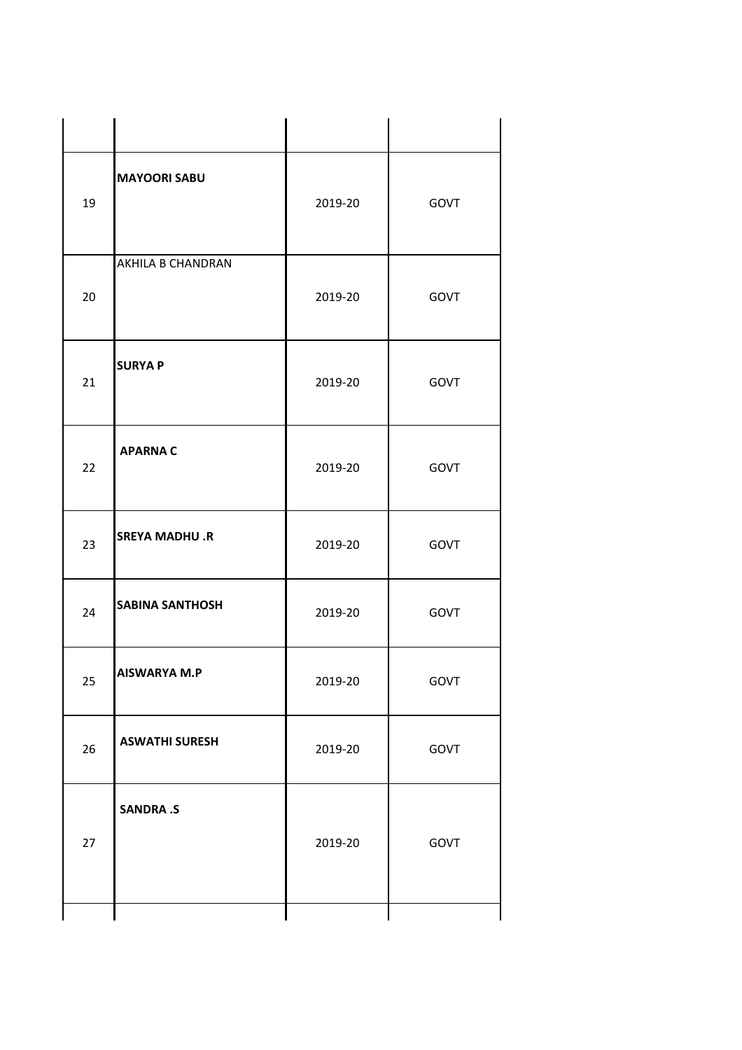| | | | |
|---|---|---|---|
| 19 | **MAYOORI SABU** | 2019-20 | GOVT |
| 20 | AKHILA B CHANDRAN | 2019-20 | GOVT |
| 21 | **SURYA P** | 2019-20 | GOVT |
| 22 | **APARNA C** | 2019-20 | GOVT |
| 23 | **SREYA MADHU .R** | 2019-20 | GOVT |
| 24 | **SABINA SANTHOSH** | 2019-20 | GOVT |
| 25 | **AISWARYA M.P** | 2019-20 | GOVT |
| 26 | **ASWATHI SURESH** | 2019-20 | GOVT |
| 27 | **SANDRA .S** | 2019-20 | GOVT |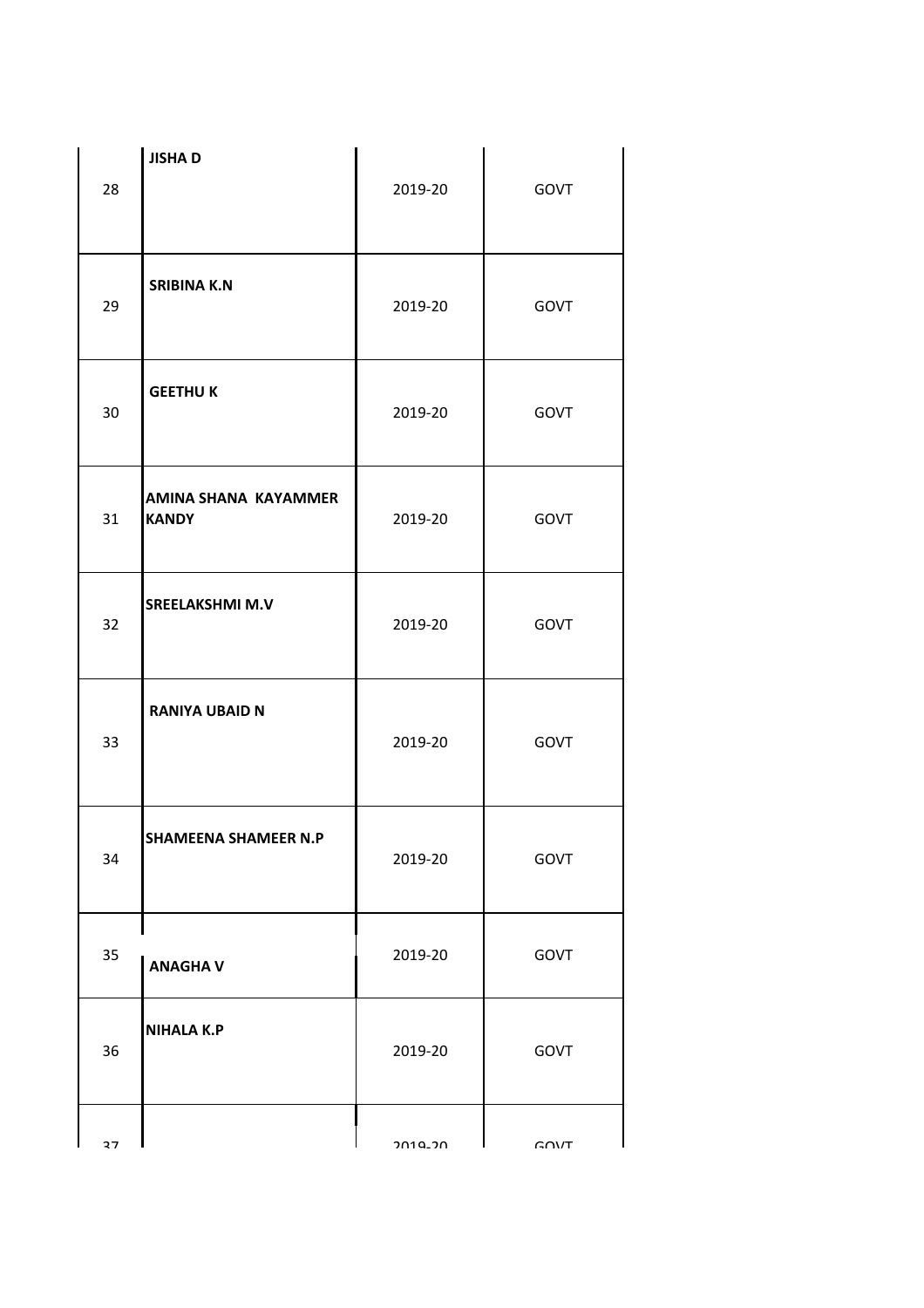| | | | |
|---|---|---|---|
| 28 | **JISHA D** | 2019-20 | GOVT |
| 29 | **SRIBINA K.N** | 2019-20 | GOVT |
| 30 | **GEETHU K** | 2019-20 | GOVT |
| 31 | **AMINA SHANA KAYAMMER KANDY** | 2019-20 | GOVT |
| 32 | **SREELAKSHMI M.V** | 2019-20 | GOVT |
| 33 | **RANIYA UBAID N** | 2019-20 | GOVT |
| 34 | **SHAMEENA SHAMEER N.P** | 2019-20 | GOVT |
| 35 | **ANAGHA V** | 2019-20 | GOVT |
| 36 | **NIHALA K.P** | 2019-20 | GOVT |
| 37 | | 2019-20 | GOVT |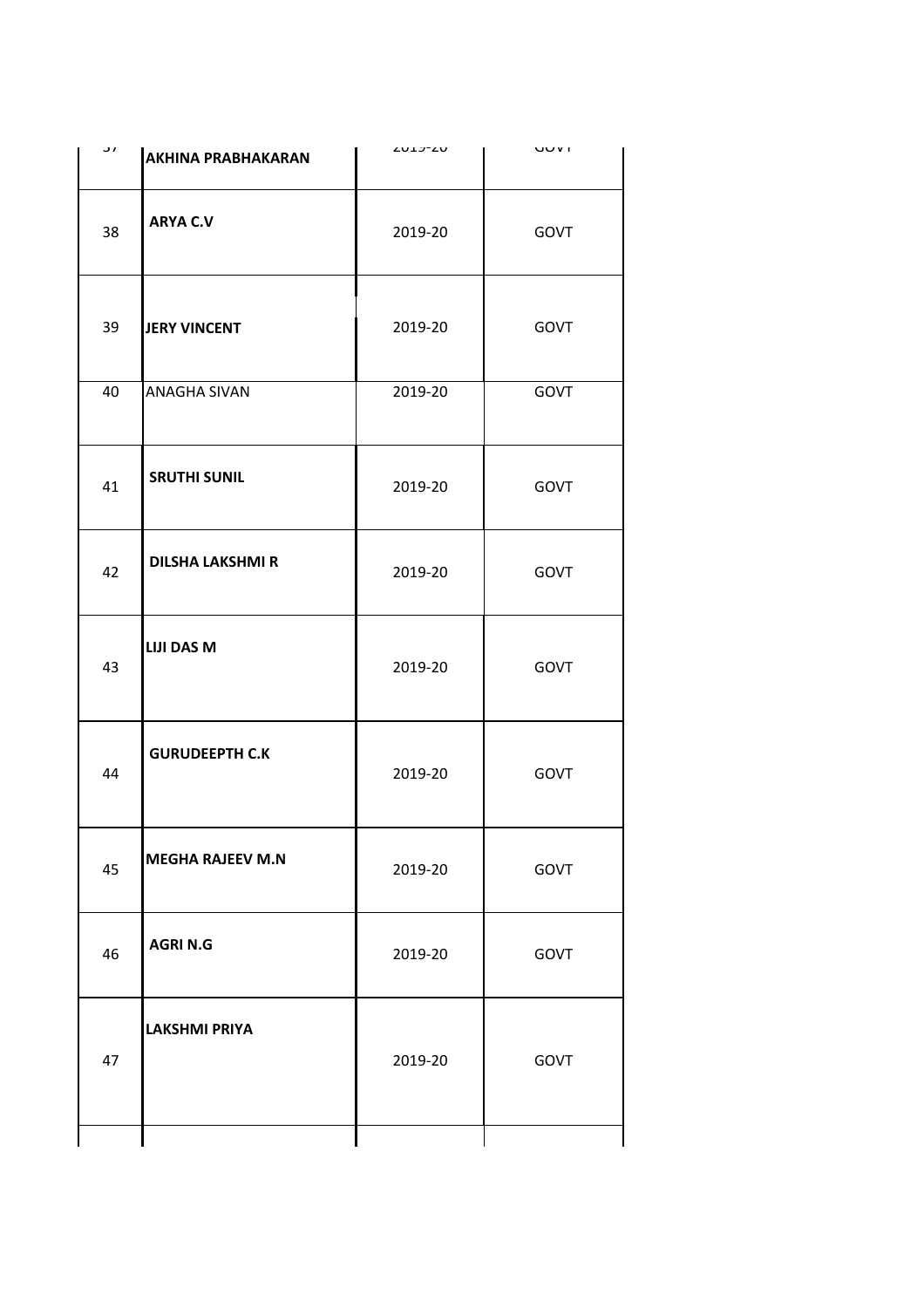| | | | |
|---|---|---|---|
| 37 | **AKHINA PRABHAKARAN** | 2019-20 | GOVT |
| 38 | **ARYA C.V** | 2019-20 | GOVT |
| 39 | **JERY VINCENT** | 2019-20 | GOVT |
| 40 | ANAGHA SIVAN | 2019-20 | GOVT |
| 41 | **SRUTHI SUNIL** | 2019-20 | GOVT |
| 42 | **DILSHA LAKSHMI R** | 2019-20 | GOVT |
| 43 | **LIJI DAS M** | 2019-20 | GOVT |
| 44 | **GURUDEEPTH C.K** | 2019-20 | GOVT |
| 45 | **MEGHA RAJEEV M.N** | 2019-20 | GOVT |
| 46 | **AGRI N.G** | 2019-20 | GOVT |
| 47 | **LAKSHMI PRIYA** | 2019-20 | GOVT |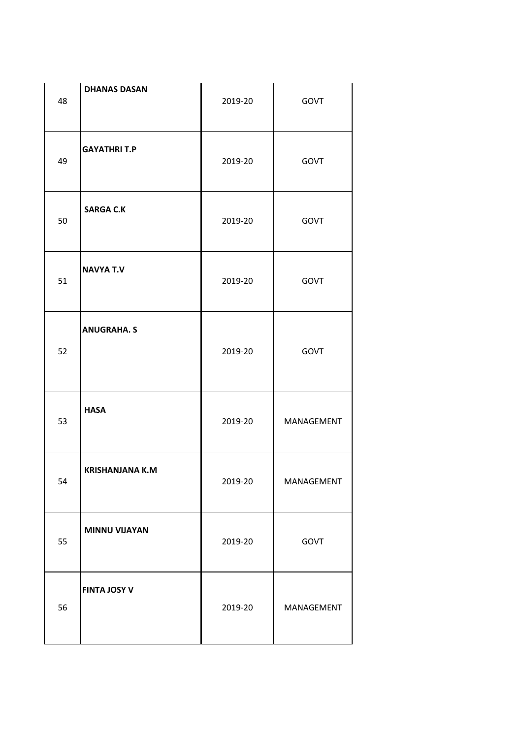| | | | |
|---|---|---|---|
| 48 | **DHANAS DASAN** | 2019-20 | GOVT |
| 49 | **GAYATHRI T.P** | 2019-20 | GOVT |
| 50 | **SARGA C.K** | 2019-20 | GOVT |
| 51 | **NAVYA T.V** | 2019-20 | GOVT |
| 52 | **ANUGRAHA. S** | 2019-20 | GOVT |
| 53 | **HASA** | 2019-20 | MANAGEMENT |
| 54 | **KRISHANJANA K.M** | 2019-20 | MANAGEMENT |
| 55 | **MINNU VIJAYAN** | 2019-20 | GOVT |
| 56 | **FINTA JOSY V** | 2019-20 | MANAGEMENT |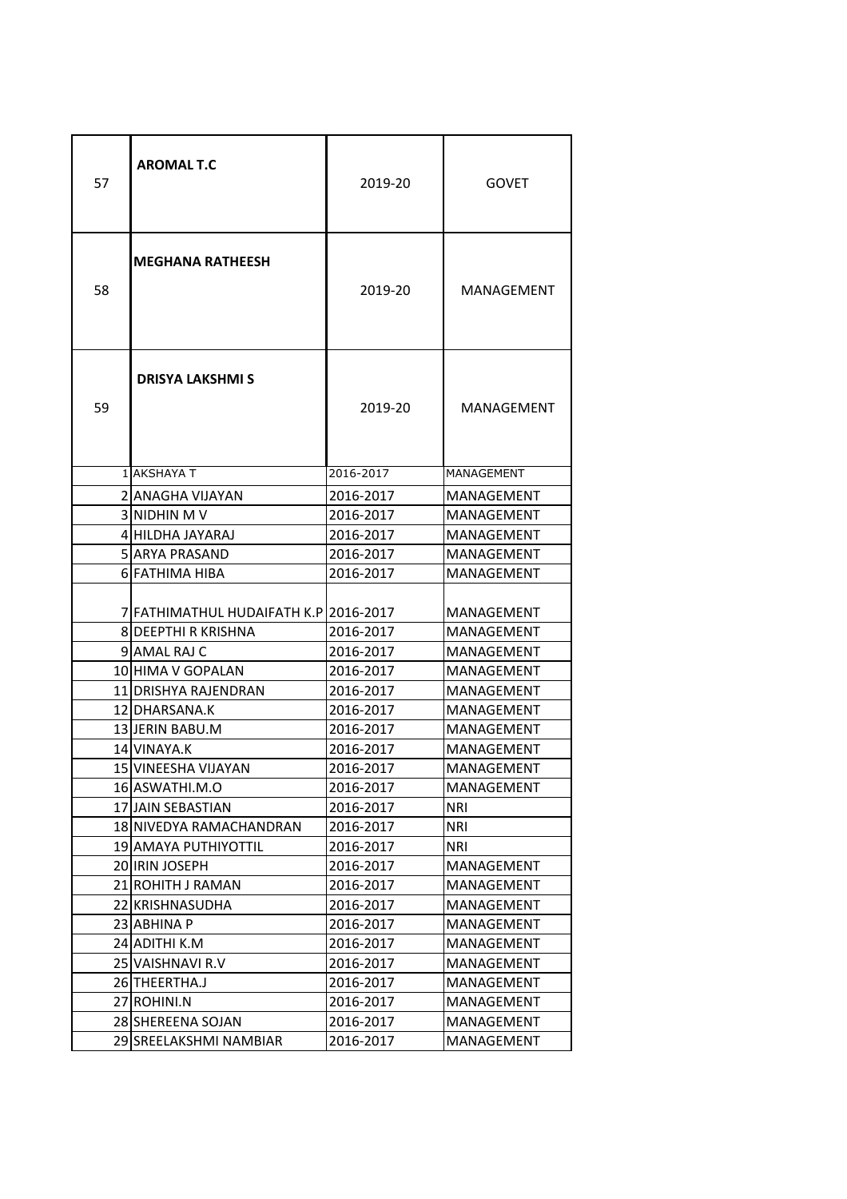| | | | |
|---|---|---|---|
| 57 | **AROMAL T.C** | 2019-20 | GOVET |
| 58 | **MEGHANA RATHEESH** | 2019-20 | MANAGEMENT |
| 59 | **DRISYA LAKSHMI S** | 2019-20 | MANAGEMENT |
| 1 | AKSHAYA T | 2016-2017 | MANAGEMENT |
| 2 | ANAGHA VIJAYAN | 2016-2017 | MANAGEMENT |
| 3 | NIDHIN M V | 2016-2017 | MANAGEMENT |
| 4 | HILDHA JAYARAJ | 2016-2017 | MANAGEMENT |
| 5 | ARYA PRASAND | 2016-2017 | MANAGEMENT |
| 6 | FATHIMA HIBA | 2016-2017 | MANAGEMENT |
| 7 | FATHIMATHUL HUDAIFATH K.P | 2016-2017 | MANAGEMENT |
| 8 | DEEPTHI R KRISHNA | 2016-2017 | MANAGEMENT |
| 9 | AMAL RAJ C | 2016-2017 | MANAGEMENT |
| 10 | HIMA V GOPALAN | 2016-2017 | MANAGEMENT |
| 11 | DRISHYA RAJENDRAN | 2016-2017 | MANAGEMENT |
| 12 | DHARSANA.K | 2016-2017 | MANAGEMENT |
| 13 | JERIN BABU.M | 2016-2017 | MANAGEMENT |
| 14 | VINAYA.K | 2016-2017 | MANAGEMENT |
| 15 | VINEESHA VIJAYAN | 2016-2017 | MANAGEMENT |
| 16 | ASWATHI.M.O | 2016-2017 | MANAGEMENT |
| 17 | JAIN SEBASTIAN | 2016-2017 | NRI |
| 18 | NIVEDYA RAMACHANDRAN | 2016-2017 | NRI |
| 19 | AMAYA PUTHIYOTTIL | 2016-2017 | NRI |
| 20 | IRIN JOSEPH | 2016-2017 | MANAGEMENT |
| 21 | ROHITH J RAMAN | 2016-2017 | MANAGEMENT |
| 22 | KRISHNASUDHA | 2016-2017 | MANAGEMENT |
| 23 | ABHINA P | 2016-2017 | MANAGEMENT |
| 24 | ADITHI K.M | 2016-2017 | MANAGEMENT |
| 25 | VAISHNAVI R.V | 2016-2017 | MANAGEMENT |
| 26 | THEERTHA.J | 2016-2017 | MANAGEMENT |
| 27 | ROHINI.N | 2016-2017 | MANAGEMENT |
| 28 | SHEREENA SOJAN | 2016-2017 | MANAGEMENT |
| 29 | SREELAKSHMI NAMBIAR | 2016-2017 | MANAGEMENT |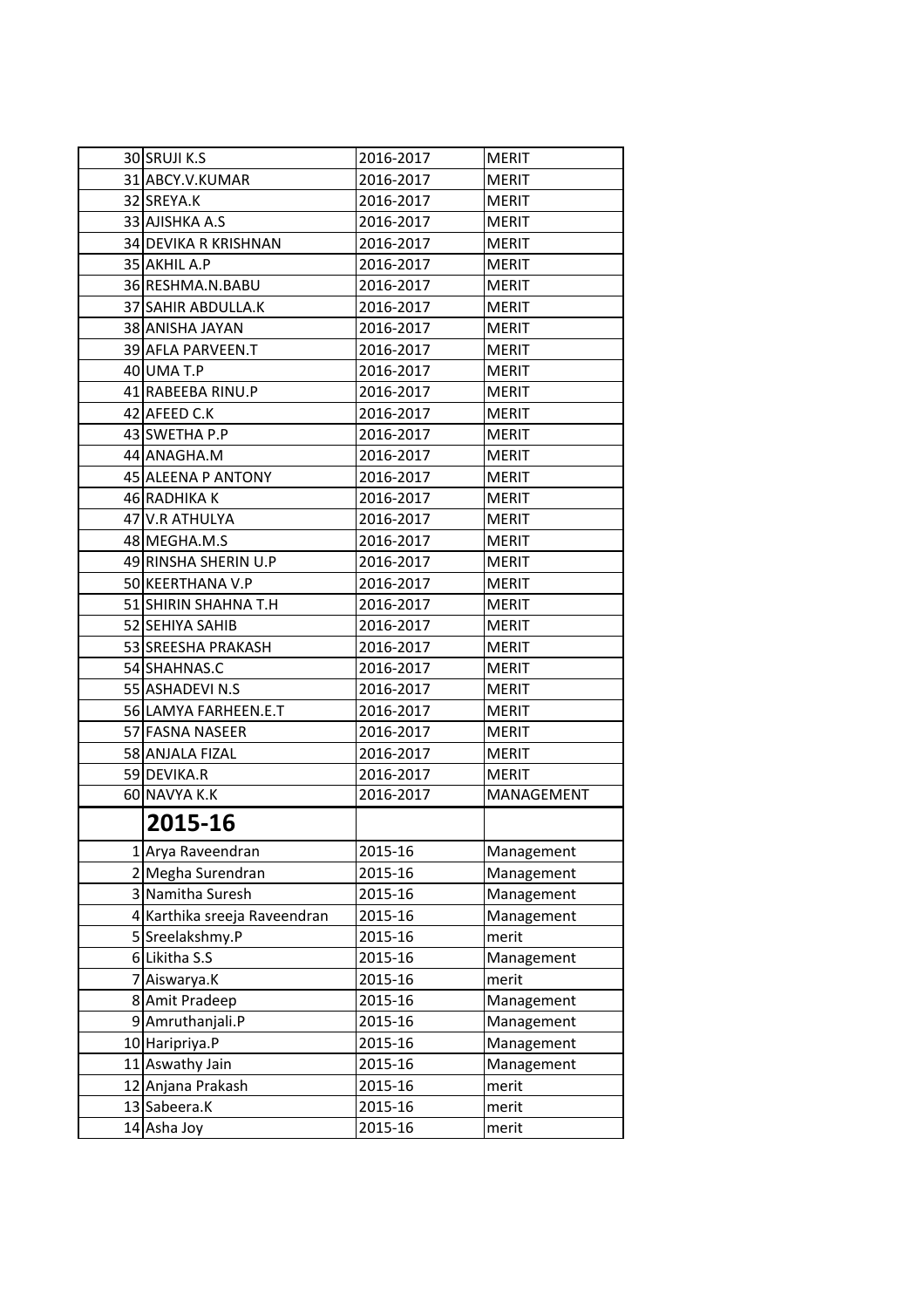| | | | |
|---|---|---|---|
| 30 | SRUJI K.S | 2016-2017 | MERIT |
| 31 | ABCY.V.KUMAR | 2016-2017 | MERIT |
| 32 | SREYA.K | 2016-2017 | MERIT |
| 33 | AJISHKA A.S | 2016-2017 | MERIT |
| 34 | DEVIKA R KRISHNAN | 2016-2017 | MERIT |
| 35 | AKHIL A.P | 2016-2017 | MERIT |
| 36 | RESHMA.N.BABU | 2016-2017 | MERIT |
| 37 | SAHIR ABDULLA.K | 2016-2017 | MERIT |
| 38 | ANISHA JAYAN | 2016-2017 | MERIT |
| 39 | AFLA PARVEEN.T | 2016-2017 | MERIT |
| 40 | UMA T.P | 2016-2017 | MERIT |
| 41 | RABEEBA RINU.P | 2016-2017 | MERIT |
| 42 | AFEED C.K | 2016-2017 | MERIT |
| 43 | SWETHA P.P | 2016-2017 | MERIT |
| 44 | ANAGHA.M | 2016-2017 | MERIT |
| 45 | ALEENA P ANTONY | 2016-2017 | MERIT |
| 46 | RADHIKA K | 2016-2017 | MERIT |
| 47 | V.R ATHULYA | 2016-2017 | MERIT |
| 48 | MEGHA.M.S | 2016-2017 | MERIT |
| 49 | RINSHA SHERIN U.P | 2016-2017 | MERIT |
| 50 | KEERTHANA V.P | 2016-2017 | MERIT |
| 51 | SHIRIN SHAHNA T.H | 2016-2017 | MERIT |
| 52 | SEHIYA SAHIB | 2016-2017 | MERIT |
| 53 | SREESHA PRAKASH | 2016-2017 | MERIT |
| 54 | SHAHNAS.C | 2016-2017 | MERIT |
| 55 | ASHADEVI N.S | 2016-2017 | MERIT |
| 56 | LAMYA FARHEEN.E.T | 2016-2017 | MERIT |
| 57 | FASNA NASEER | 2016-2017 | MERIT |
| 58 | ANJALA FIZAL | 2016-2017 | MERIT |
| 59 | DEVIKA.R | 2016-2017 | MERIT |
| 60 | NAVYA K.K | 2016-2017 | MANAGEMENT |
| | **2015-16** | | |
| 1 | Arya Raveendran | 2015-16 | Management |
| 2 | Megha Surendran | 2015-16 | Management |
| 3 | Namitha Suresh | 2015-16 | Management |
| 4 | Karthika sreeja Raveendran | 2015-16 | Management |
| 5 | Sreelakshmy.P | 2015-16 | merit |
| 6 | Likitha S.S | 2015-16 | Management |
| 7 | Aiswarya.K | 2015-16 | merit |
| 8 | Amit Pradeep | 2015-16 | Management |
| 9 | Amruthanjali.P | 2015-16 | Management |
| 10 | Haripriya.P | 2015-16 | Management |
| 11 | Aswathy Jain | 2015-16 | Management |
| 12 | Anjana Prakash | 2015-16 | merit |
| 13 | Sabeera.K | 2015-16 | merit |
| 14 | Asha Joy | 2015-16 | merit |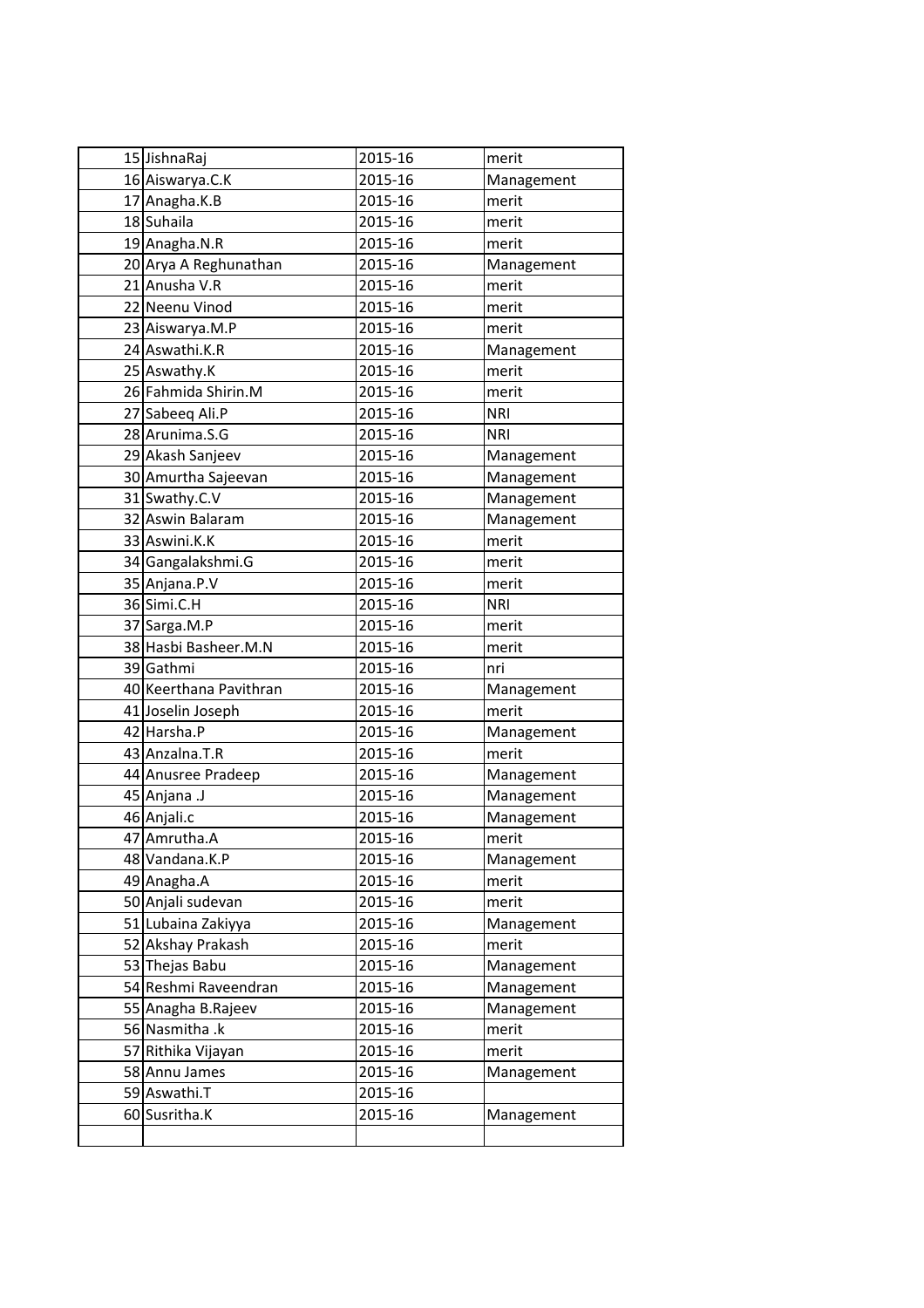| | | | |
|---|---|---|---|
| 15 | JishnaRaj | 2015-16 | merit |
| 16 | Aiswarya.C.K | 2015-16 | Management |
| 17 | Anagha.K.B | 2015-16 | merit |
| 18 | Suhaila | 2015-16 | merit |
| 19 | Anagha.N.R | 2015-16 | merit |
| 20 | Arya A Reghunathan | 2015-16 | Management |
| 21 | Anusha V.R | 2015-16 | merit |
| 22 | Neenu Vinod | 2015-16 | merit |
| 23 | Aiswarya.M.P | 2015-16 | merit |
| 24 | Aswathi.K.R | 2015-16 | Management |
| 25 | Aswathy.K | 2015-16 | merit |
| 26 | Fahmida Shirin.M | 2015-16 | merit |
| 27 | Sabeeq Ali.P | 2015-16 | NRI |
| 28 | Arunima.S.G | 2015-16 | NRI |
| 29 | Akash Sanjeev | 2015-16 | Management |
| 30 | Amurtha Sajeevan | 2015-16 | Management |
| 31 | Swathy.C.V | 2015-16 | Management |
| 32 | Aswin Balaram | 2015-16 | Management |
| 33 | Aswini.K.K | 2015-16 | merit |
| 34 | Gangalakshmi.G | 2015-16 | merit |
| 35 | Anjana.P.V | 2015-16 | merit |
| 36 | Simi.C.H | 2015-16 | NRI |
| 37 | Sarga.M.P | 2015-16 | merit |
| 38 | Hasbi Basheer.M.N | 2015-16 | merit |
| 39 | Gathmi | 2015-16 | nri |
| 40 | Keerthana Pavithran | 2015-16 | Management |
| 41 | Joselin Joseph | 2015-16 | merit |
| 42 | Harsha.P | 2015-16 | Management |
| 43 | Anzalna.T.R | 2015-16 | merit |
| 44 | Anusree Pradeep | 2015-16 | Management |
| 45 | Anjana .J | 2015-16 | Management |
| 46 | Anjali.c | 2015-16 | Management |
| 47 | Amrutha.A | 2015-16 | merit |
| 48 | Vandana.K.P | 2015-16 | Management |
| 49 | Anagha.A | 2015-16 | merit |
| 50 | Anjali sudevan | 2015-16 | merit |
| 51 | Lubaina Zakiyya | 2015-16 | Management |
| 52 | Akshay Prakash | 2015-16 | merit |
| 53 | Thejas Babu | 2015-16 | Management |
| 54 | Reshmi Raveendran | 2015-16 | Management |
| 55 | Anagha B.Rajeev | 2015-16 | Management |
| 56 | Nasmitha .k | 2015-16 | merit |
| 57 | Rithika Vijayan | 2015-16 | merit |
| 58 | Annu James | 2015-16 | Management |
| 59 | Aswathi.T | 2015-16 | |
| 60 | Susritha.K | 2015-16 | Management |
| | | | |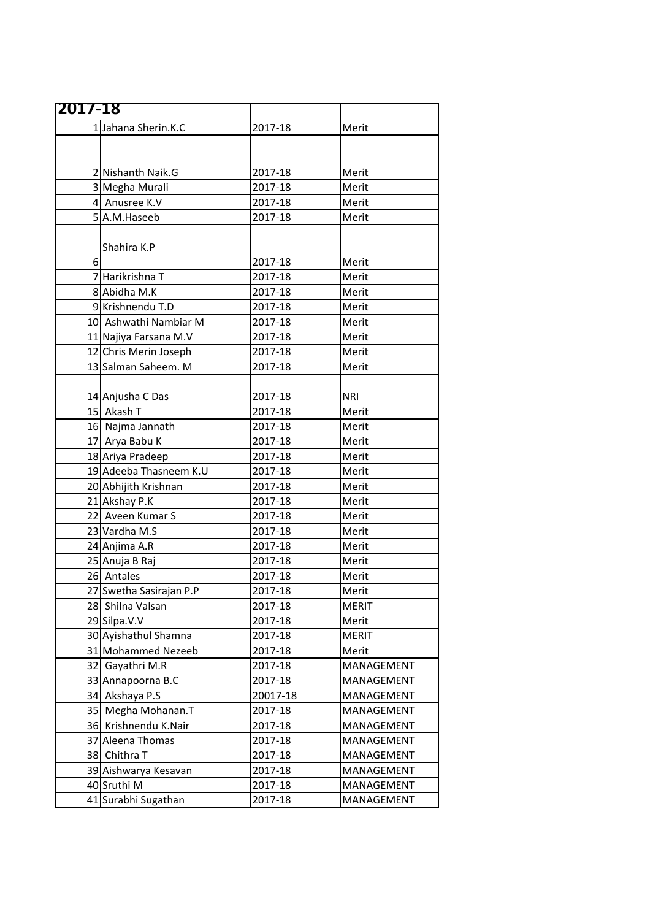| 2017-18 | | | |
|---|---|---|---|
| 1 | Jahana Sherin.K.C | 2017-18 | Merit |
| 2 | Nishanth Naik.G | 2017-18 | Merit |
| 3 | Megha Murali | 2017-18 | Merit |
| 4 | Anusree K.V | 2017-18 | Merit |
| 5 | A.M.Haseeb | 2017-18 | Merit |
| 6 | Shahira K.P | 2017-18 | Merit |
| 7 | Harikrishna T | 2017-18 | Merit |
| 8 | Abidha M.K | 2017-18 | Merit |
| 9 | Krishnendu T.D | 2017-18 | Merit |
| 10 | Ashwathi Nambiar M | 2017-18 | Merit |
| 11 | Najiya Farsana M.V | 2017-18 | Merit |
| 12 | Chris Merin Joseph | 2017-18 | Merit |
| 13 | Salman Saheem. M | 2017-18 | Merit |
| 14 | Anjusha C Das | 2017-18 | NRI |
| 15 | Akash T | 2017-18 | Merit |
| 16 | Najma Jannath | 2017-18 | Merit |
| 17 | Arya Babu K | 2017-18 | Merit |
| 18 | Ariya Pradeep | 2017-18 | Merit |
| 19 | Adeeba Thasneem K.U | 2017-18 | Merit |
| 20 | Abhijith Krishnan | 2017-18 | Merit |
| 21 | Akshay P.K | 2017-18 | Merit |
| 22 | Aveen Kumar S | 2017-18 | Merit |
| 23 | Vardha M.S | 2017-18 | Merit |
| 24 | Anjima A.R | 2017-18 | Merit |
| 25 | Anuja B Raj | 2017-18 | Merit |
| 26 | Antales | 2017-18 | Merit |
| 27 | Swetha Sasirajan P.P | 2017-18 | Merit |
| 28 | Shilna Valsan | 2017-18 | MERIT |
| 29 | Silpa.V.V | 2017-18 | Merit |
| 30 | Ayishathul Shamna | 2017-18 | MERIT |
| 31 | Mohammed Nezeeb | 2017-18 | Merit |
| 32 | Gayathri M.R | 2017-18 | MANAGEMENT |
| 33 | Annapoorna B.C | 2017-18 | MANAGEMENT |
| 34 | Akshaya P.S | 20017-18 | MANAGEMENT |
| 35 | Megha Mohanan.T | 2017-18 | MANAGEMENT |
| 36 | Krishnendu K.Nair | 2017-18 | MANAGEMENT |
| 37 | Aleena Thomas | 2017-18 | MANAGEMENT |
| 38 | Chithra T | 2017-18 | MANAGEMENT |
| 39 | Aishwarya Kesavan | 2017-18 | MANAGEMENT |
| 40 | Sruthi M | 2017-18 | MANAGEMENT |
| 41 | Surabhi Sugathan | 2017-18 | MANAGEMENT |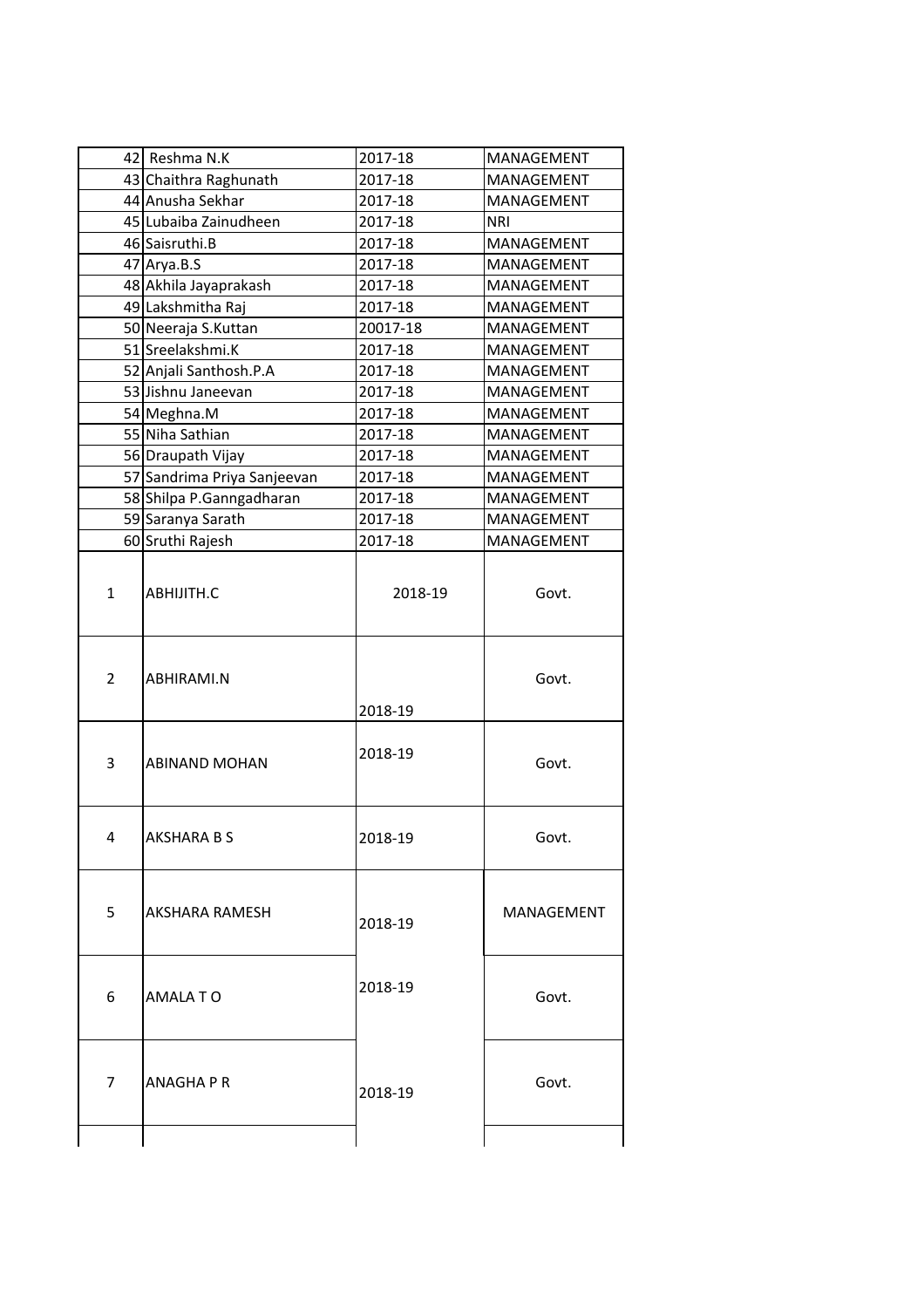| | | | |
|---|---|---|---|
| 42 | Reshma N.K | 2017-18 | MANAGEMENT |
| 43 | Chaithra Raghunath | 2017-18 | MANAGEMENT |
| 44 | Anusha Sekhar | 2017-18 | MANAGEMENT |
| 45 | Lubaiba Zainudheen | 2017-18 | NRI |
| 46 | Saisruthi.B | 2017-18 | MANAGEMENT |
| 47 | Arya.B.S | 2017-18 | MANAGEMENT |
| 48 | Akhila Jayaprakash | 2017-18 | MANAGEMENT |
| 49 | Lakshmitha Raj | 2017-18 | MANAGEMENT |
| 50 | Neeraja S.Kuttan | 20017-18 | MANAGEMENT |
| 51 | Sreelakshmi.K | 2017-18 | MANAGEMENT |
| 52 | Anjali Santhosh.P.A | 2017-18 | MANAGEMENT |
| 53 | Jishnu Janeevan | 2017-18 | MANAGEMENT |
| 54 | Meghna.M | 2017-18 | MANAGEMENT |
| 55 | Niha Sathian | 2017-18 | MANAGEMENT |
| 56 | Draupath Vijay | 2017-18 | MANAGEMENT |
| 57 | Sandrima Priya Sanjeevan | 2017-18 | MANAGEMENT |
| 58 | Shilpa P.Ganngadharan | 2017-18 | MANAGEMENT |
| 59 | Saranya Sarath | 2017-18 | MANAGEMENT |
| 60 | Sruthi Rajesh | 2017-18 | MANAGEMENT |
| 1 | ABHIJITH.C | 2018-19 | Govt. |
| 2 | ABHIRAMI.N | 2018-19 | Govt. |
| 3 | ABINAND MOHAN | 2018-19 | Govt. |
| 4 | AKSHARA B S | 2018-19 | Govt. |
| 5 | AKSHARA RAMESH | 2018-19 | MANAGEMENT |
| 6 | AMALA T O | 2018-19 | Govt. |
| 7 | ANAGHA P R | 2018-19 | Govt. |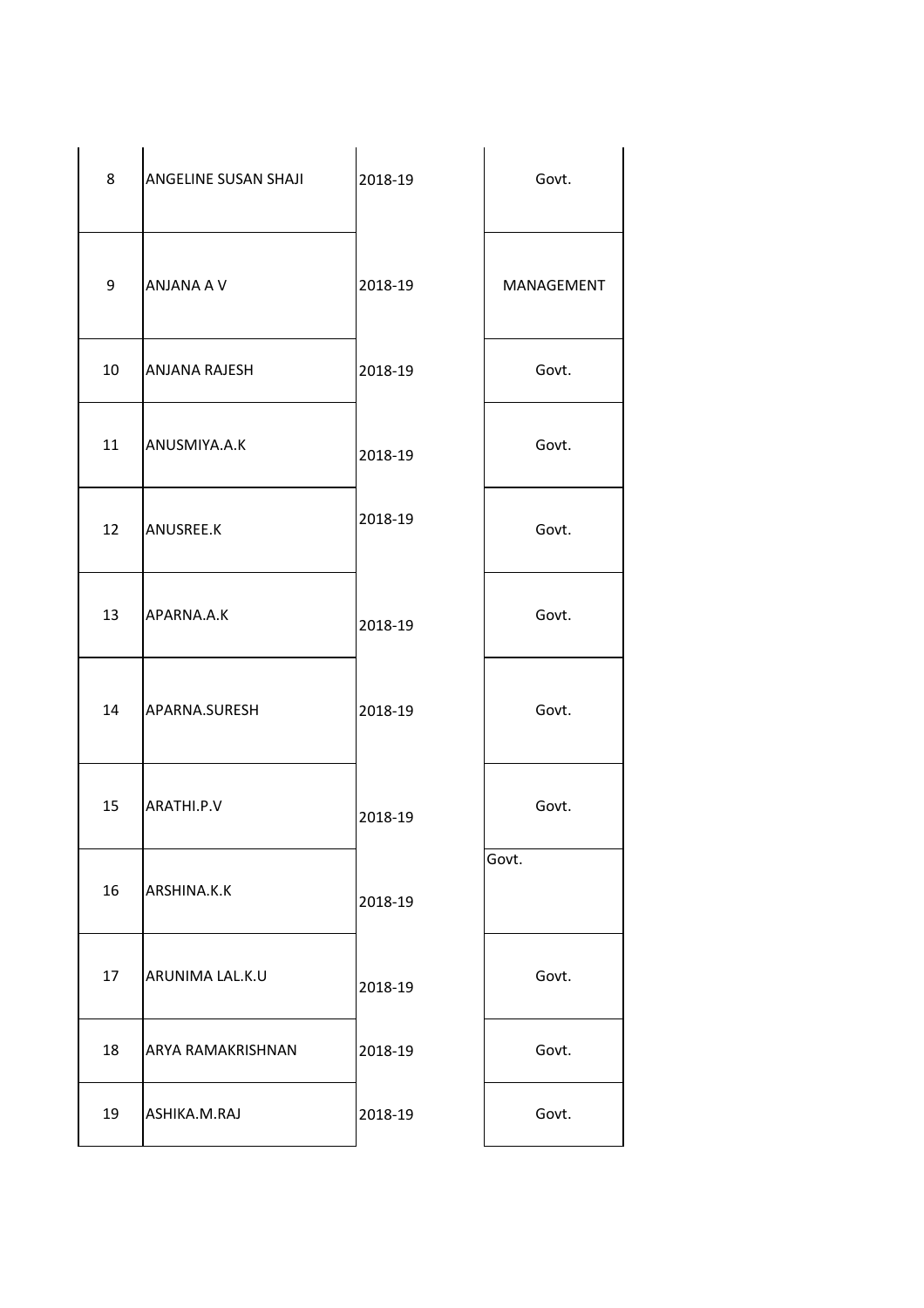| | | | |
|---|---|---|---|
| 8 | ANGELINE SUSAN SHAJI | 2018-19 | Govt. |
| 9 | ANJANA A V | 2018-19 | MANAGEMENT |
| 10 | ANJANA RAJESH | 2018-19 | Govt. |
| 11 | ANUSMIYA.A.K | 2018-19 | Govt. |
| 12 | ANUSREE.K | 2018-19 | Govt. |
| 13 | APARNA.A.K | 2018-19 | Govt. |
| 14 | APARNA.SURESH | 2018-19 | Govt. |
| 15 | ARATHI.P.V | 2018-19 | Govt. |
| 16 | ARSHINA.K.K | 2018-19 | Govt. |
| 17 | ARUNIMA LAL.K.U | 2018-19 | Govt. |
| 18 | ARYA RAMAKRISHNAN | 2018-19 | Govt. |
| 19 | ASHIKA.M.RAJ | 2018-19 | Govt. |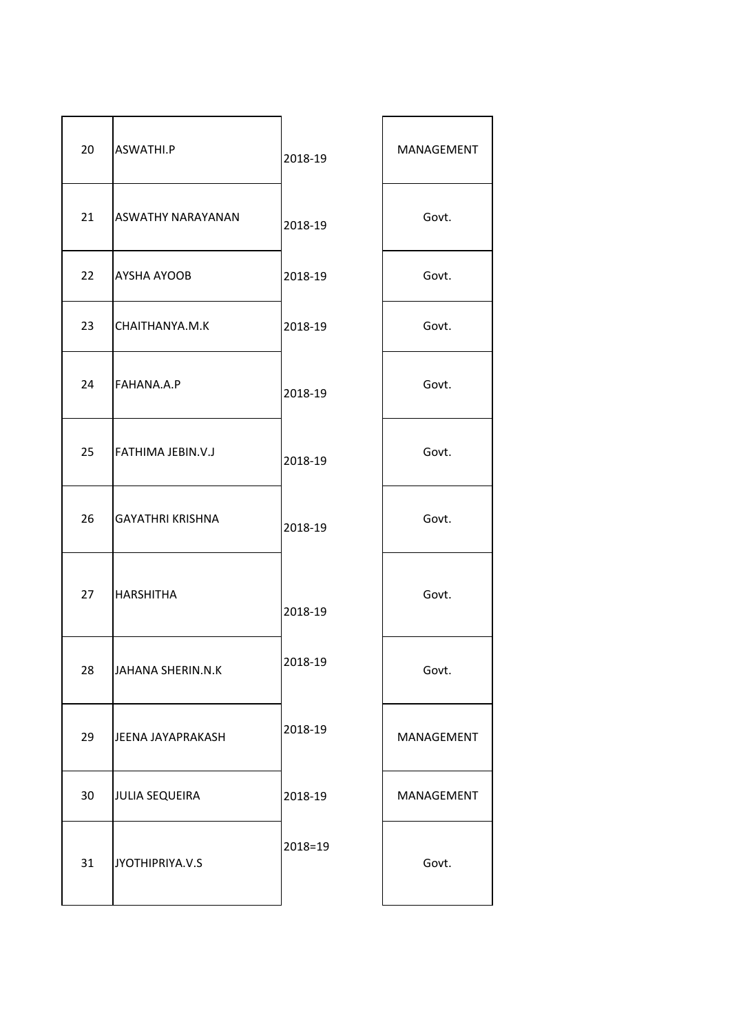| | | | |
|---|---|---|---|
| 20 | ASWATHI.P | 2018-19 | MANAGEMENT |
| 21 | ASWATHY NARAYANAN | 2018-19 | Govt. |
| 22 | AYSHA AYOOB | 2018-19 | Govt. |
| 23 | CHAITHANYA.M.K | 2018-19 | Govt. |
| 24 | FAHANA.A.P | 2018-19 | Govt. |
| 25 | FATHIMA JEBIN.V.J | 2018-19 | Govt. |
| 26 | GAYATHRI KRISHNA | 2018-19 | Govt. |
| 27 | HARSHITHA | 2018-19 | Govt. |
| 28 | JAHANA SHERIN.N.K | 2018-19 | Govt. |
| 29 | JEENA JAYAPRAKASH | 2018-19 | MANAGEMENT |
| 30 | JULIA SEQUEIRA | 2018-19 | MANAGEMENT |
| 31 | JYOTHIPRIYA.V.S | 2018=19 | Govt. |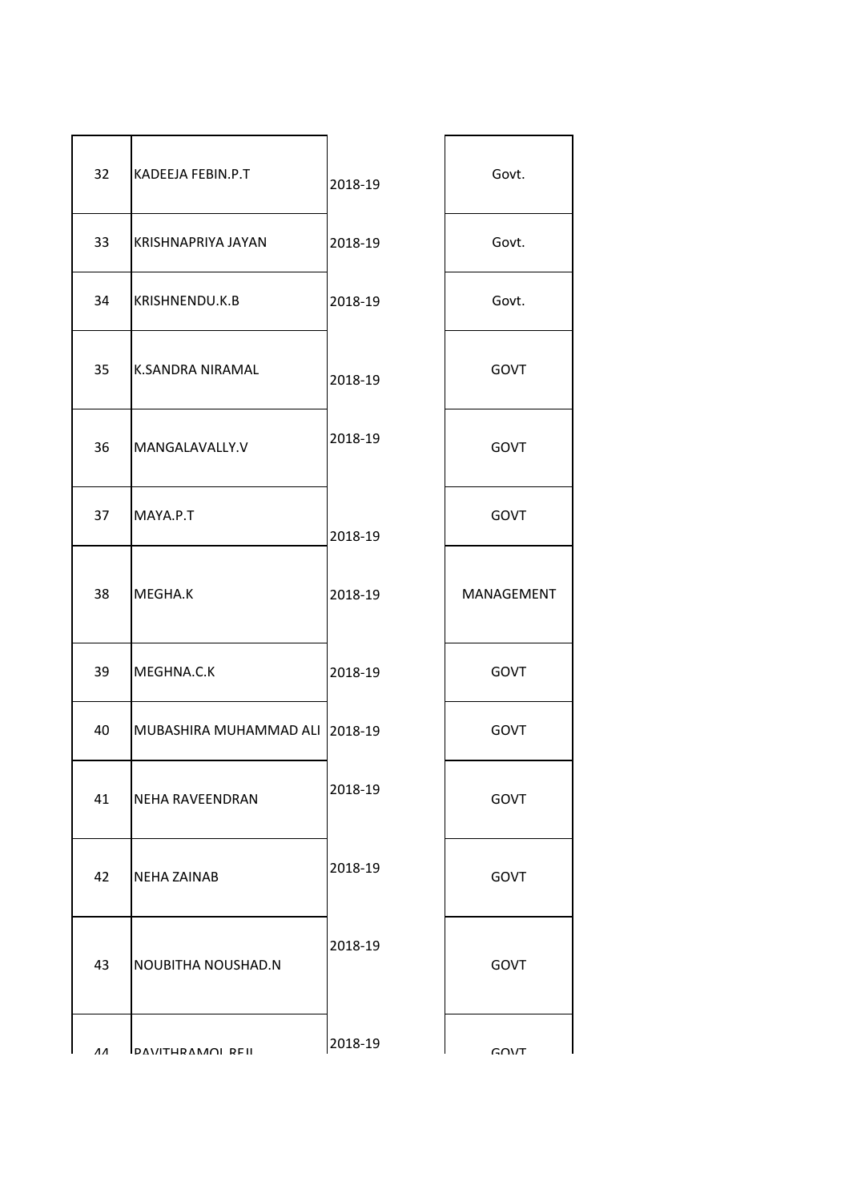| | | | |
|---|---|---|---|
| 32 | KADEEJA FEBIN.P.T | 2018-19 | Govt. |
| 33 | KRISHNAPRIYA JAYAN | 2018-19 | Govt. |
| 34 | KRISHNENDU.K.B | 2018-19 | Govt. |
| 35 | K.SANDRA NIRAMAL | 2018-19 | GOVT |
| 36 | MANGALAVALLY.V | 2018-19 | GOVT |
| 37 | MAYA.P.T | 2018-19 | GOVT |
| 38 | MEGHA.K | 2018-19 | MANAGEMENT |
| 39 | MEGHNA.C.K | 2018-19 | GOVT |
| 40 | MUBASHIRA MUHAMMAD ALI | 2018-19 | GOVT |
| 41 | NEHA RAVEENDRAN | 2018-19 | GOVT |
| 42 | NEHA ZAINAB | 2018-19 | GOVT |
| 43 | NOUBITHA NOUSHAD.N | 2018-19 | GOVT |
| 44 | PAVITHRAMOL REJI | 2018-19 | GOVT |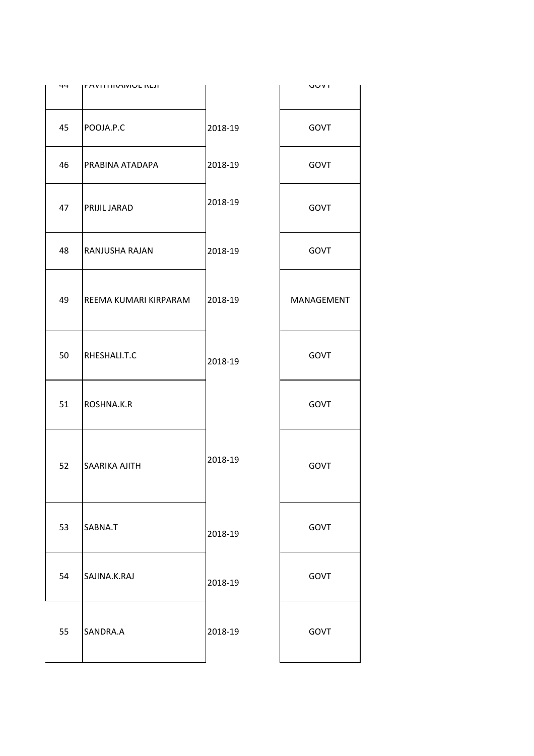| | | | |
|---|---|---|---|
| 44 | PAVITHRAMOL REJI | | GOVT |
| 45 | POOJA.P.C | 2018-19 | GOVT |
| 46 | PRABINA ATADAPA | 2018-19 | GOVT |
| 47 | PRIJIL JARAD | 2018-19 | GOVT |
| 48 | RANJUSHA RAJAN | 2018-19 | GOVT |
| 49 | REEMA KUMARI KIRPARAM | 2018-19 | MANAGEMENT |
| 50 | RHESHALI.T.C | 2018-19 | GOVT |
| 51 | ROSHNA.K.R | | GOVT |
| 52 | SAARIKA AJITH | 2018-19 | GOVT |
| 53 | SABNA.T | 2018-19 | GOVT |
| 54 | SAJINA.K.RAJ | 2018-19 | GOVT |
| 55 | SANDRA.A | 2018-19 | GOVT |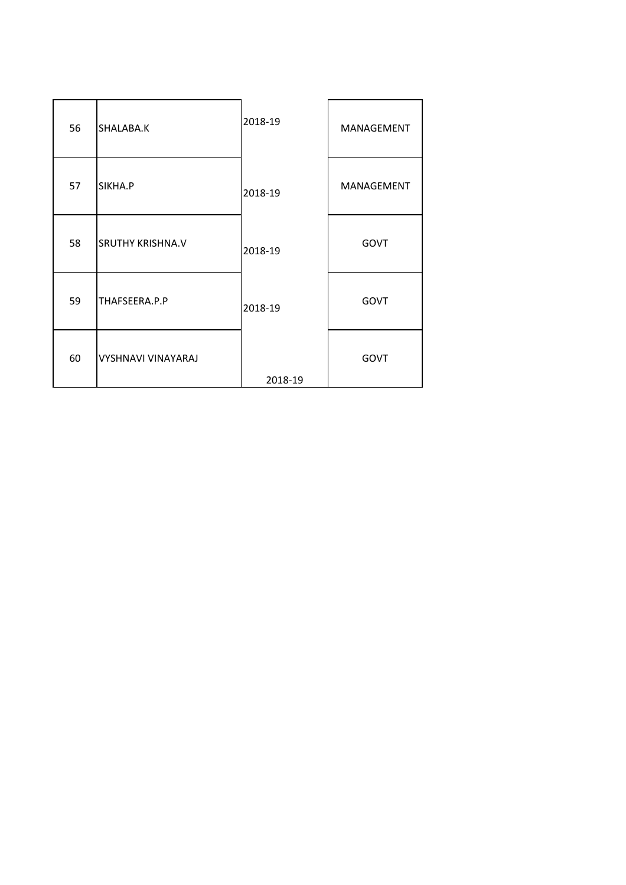| | | | |
|---|---|---|---|
| 56 | SHALABA.K | 2018-19 | MANAGEMENT |
| 57 | SIKHA.P | 2018-19 | MANAGEMENT |
| 58 | SRUTHY KRISHNA.V | 2018-19 | GOVT |
| 59 | THAFSEERA.P.P | 2018-19 | GOVT |
| 60 | VYSHNAVI VINAYARAJ | 2018-19 | GOVT |